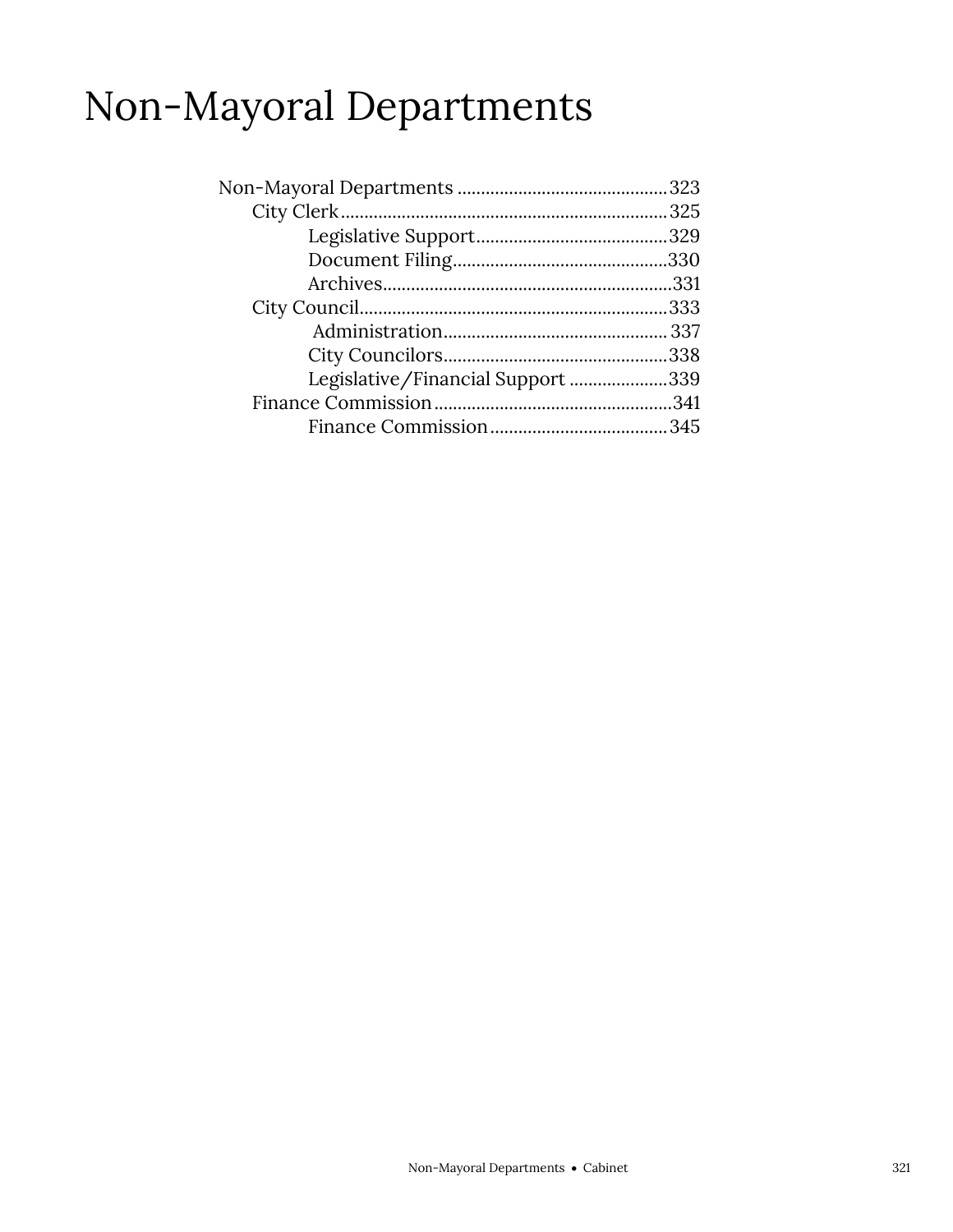# Non-Mayoral Departments

- Non-Mayoral Departments .......... 323
  - City Clerk .......... 325
    - Legislative Support .......... 329
    - Document Filing .......... 330
    - Archives .......... 331
  - City Council .......... 333
    - Administration .......... 337
    - City Councilors .......... 338
    - Legislative/Financial Support .......... 339
  - Finance Commission .......... 341
    - Finance Commission .......... 345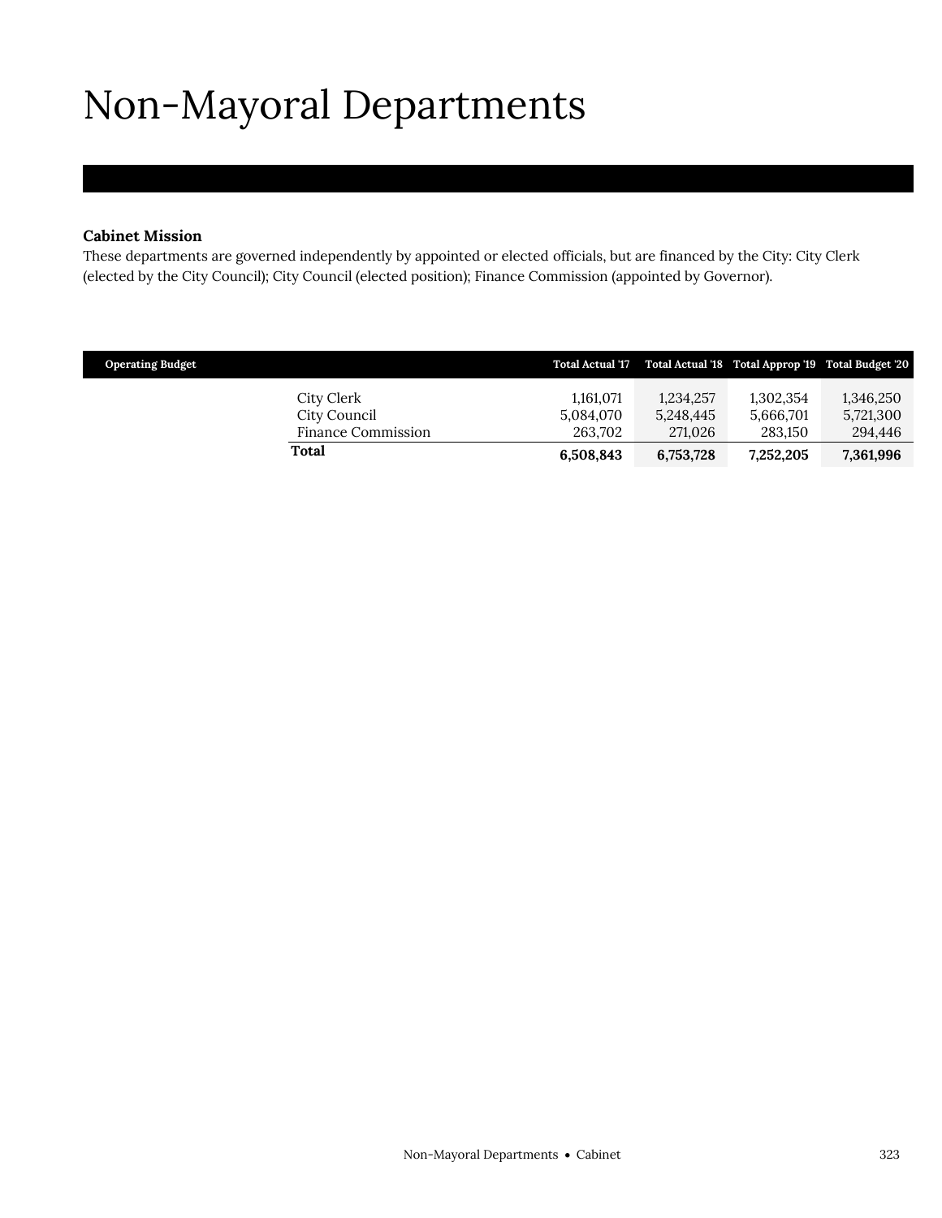# Non-Mayoral Departments

**Cabinet Mission**

These departments are governed independently by appointed or elected officials, but are financed by the City: City Clerk (elected by the City Council); City Council (elected position); Finance Commission (appointed by Governor).

| Operating Budget | Total Actual '17 | Total Actual '18 | Total Approp '19 | Total Budget '20 |
|---|---|---|---|---|
| City Clerk | 1,161,071 | 1,234,257 | 1,302,354 | 1,346,250 |
| City Council | 5,084,070 | 5,248,445 | 5,666,701 | 5,721,300 |
| Finance Commission | 263,702 | 271,026 | 283,150 | 294,446 |
| **Total** | **6,508,843** | **6,753,728** | **7,252,205** | **7,361,996** |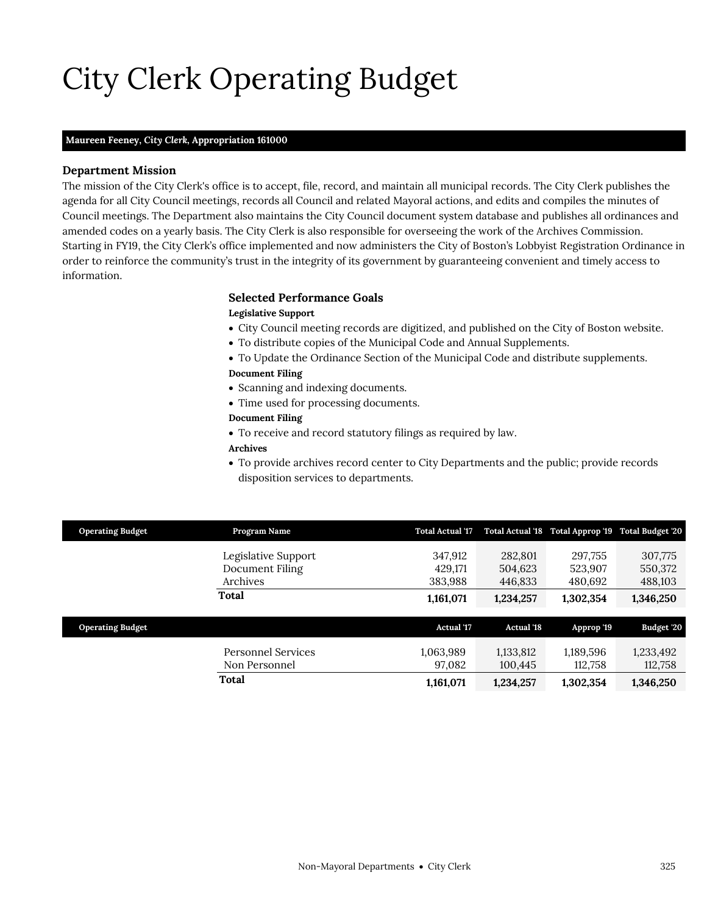# City Clerk Operating Budget

**Maureen Feeney, *City Clerk*, Appropriation 161000**

### Department Mission

The mission of the City Clerk's office is to accept, file, record, and maintain all municipal records. The City Clerk publishes the agenda for all City Council meetings, records all Council and related Mayoral actions, and edits and compiles the minutes of Council meetings. The Department also maintains the City Council document system database and publishes all ordinances and amended codes on a yearly basis. The City Clerk is also responsible for overseeing the work of the Archives Commission. Starting in FY19, the City Clerk's office implemented and now administers the City of Boston's Lobbyist Registration Ordinance in order to reinforce the community's trust in the integrity of its government by guaranteeing convenient and timely access to information.

### Selected Performance Goals

**Legislative Support**

- City Council meeting records are digitized, and published on the City of Boston website.
- To distribute copies of the Municipal Code and Annual Supplements.
- To Update the Ordinance Section of the Municipal Code and distribute supplements.

**Document Filing**

- Scanning and indexing documents.
- Time used for processing documents.

**Document Filing**

- To receive and record statutory filings as required by law.

**Archives**

- To provide archives record center to City Departments and the public; provide records disposition services to departments.

| Operating Budget | Program Name | Total Actual '17 | Total Actual '18 | Total Approp '19 | Total Budget '20 |
|---|---|---|---|---|---|
| | Legislative Support | 347,912 | 282,801 | 297,755 | 307,775 |
| | Document Filing | 429,171 | 504,623 | 523,907 | 550,372 |
| | Archives | 383,988 | 446,833 | 480,692 | 488,103 |
| | **Total** | **1,161,071** | **1,234,257** | **1,302,354** | **1,346,250** |

| Operating Budget | | Actual '17 | Actual '18 | Approp '19 | Budget '20 |
|---|---|---|---|---|---|
| | Personnel Services | 1,063,989 | 1,133,812 | 1,189,596 | 1,233,492 |
| | Non Personnel | 97,082 | 100,445 | 112,758 | 112,758 |
| | **Total** | **1,161,071** | **1,234,257** | **1,302,354** | **1,346,250** |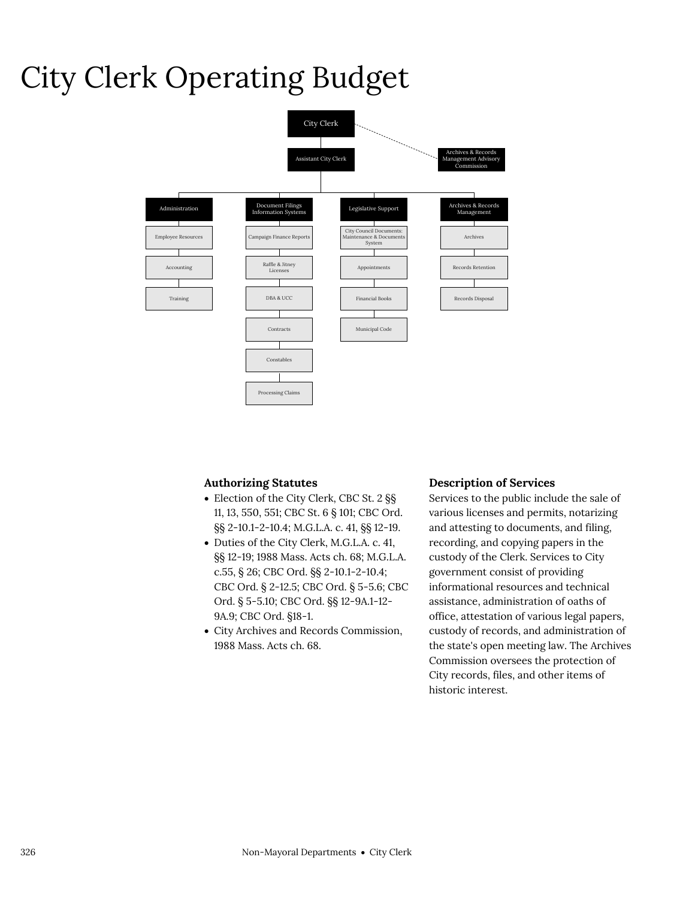# City Clerk Operating Budget

- City Clerk
  - Archives & Records Management Advisory Commission
  - Assistant City Clerk
    - Administration
      - Employee Resources
      - Accounting
      - Training
    - Document Filings Information Systems
      - Campaign Finance Reports
      - Raffle & Jitney Licenses
      - DBA & UCC
      - Contracts
      - Constables
      - Processing Claims
    - Legislative Support
      - City Council Documents: Maintenance & Documents System
      - Appointments
      - Financial Books
      - Municipal Code
    - Archives & Records Management
      - Archives
      - Records Retention
      - Records Disposal

### Authorizing Statutes

- Election of the City Clerk, CBC St. 2 §§ 11, 13, 550, 551; CBC St. 6 § 101; CBC Ord. §§ 2-10.1-2-10.4; M.G.L.A. c. 41, §§ 12-19.
- Duties of the City Clerk, M.G.L.A. c. 41, §§ 12-19; 1988 Mass. Acts ch. 68; M.G.L.A. c.55, § 26; CBC Ord. §§ 2-10.1-2-10.4; CBC Ord. § 2-12.5; CBC Ord. § 5-5.6; CBC Ord. § 5-5.10; CBC Ord. §§ 12-9A.1-12-9A.9; CBC Ord. §18-1.
- City Archives and Records Commission, 1988 Mass. Acts ch. 68.

### Description of Services

Services to the public include the sale of various licenses and permits, notarizing and attesting to documents, and filing, recording, and copying papers in the custody of the Clerk. Services to City government consist of providing informational resources and technical assistance, administration of oaths of office, attestation of various legal papers, custody of records, and administration of the state's open meeting law. The Archives Commission oversees the protection of City records, files, and other items of historic interest.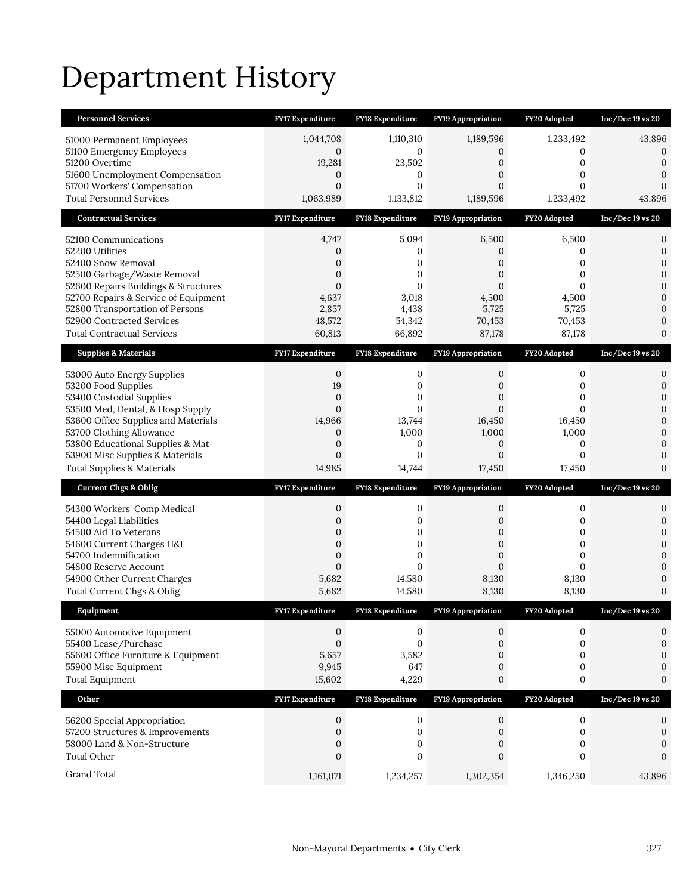# Department History

| Personnel Services | FY17 Expenditure | FY18 Expenditure | FY19 Appropriation | FY20 Adopted | Inc/Dec 19 vs 20 |
|---|---|---|---|---|---|
| 51000 Permanent Employees | 1,044,708 | 1,110,310 | 1,189,596 | 1,233,492 | 43,896 |
| 51100 Emergency Employees | 0 | 0 | 0 | 0 | 0 |
| 51200 Overtime | 19,281 | 23,502 | 0 | 0 | 0 |
| 51600 Unemployment Compensation | 0 | 0 | 0 | 0 | 0 |
| 51700 Workers' Compensation | 0 | 0 | 0 | 0 | 0 |
| Total Personnel Services | 1,063,989 | 1,133,812 | 1,189,596 | 1,233,492 | 43,896 |

| Contractual Services | FY17 Expenditure | FY18 Expenditure | FY19 Appropriation | FY20 Adopted | Inc/Dec 19 vs 20 |
|---|---|---|---|---|---|
| 52100 Communications | 4,747 | 5,094 | 6,500 | 6,500 | 0 |
| 52200 Utilities | 0 | 0 | 0 | 0 | 0 |
| 52400 Snow Removal | 0 | 0 | 0 | 0 | 0 |
| 52500 Garbage/Waste Removal | 0 | 0 | 0 | 0 | 0 |
| 52600 Repairs Buildings & Structures | 0 | 0 | 0 | 0 | 0 |
| 52700 Repairs & Service of Equipment | 4,637 | 3,018 | 4,500 | 4,500 | 0 |
| 52800 Transportation of Persons | 2,857 | 4,438 | 5,725 | 5,725 | 0 |
| 52900 Contracted Services | 48,572 | 54,342 | 70,453 | 70,453 | 0 |
| Total Contractual Services | 60,813 | 66,892 | 87,178 | 87,178 | 0 |

| Supplies & Materials | FY17 Expenditure | FY18 Expenditure | FY19 Appropriation | FY20 Adopted | Inc/Dec 19 vs 20 |
|---|---|---|---|---|---|
| 53000 Auto Energy Supplies | 0 | 0 | 0 | 0 | 0 |
| 53200 Food Supplies | 19 | 0 | 0 | 0 | 0 |
| 53400 Custodial Supplies | 0 | 0 | 0 | 0 | 0 |
| 53500 Med, Dental, & Hosp Supply | 0 | 0 | 0 | 0 | 0 |
| 53600 Office Supplies and Materials | 14,966 | 13,744 | 16,450 | 16,450 | 0 |
| 53700 Clothing Allowance | 0 | 1,000 | 1,000 | 1,000 | 0 |
| 53800 Educational Supplies & Mat | 0 | 0 | 0 | 0 | 0 |
| 53900 Misc Supplies & Materials | 0 | 0 | 0 | 0 | 0 |
| Total Supplies & Materials | 14,985 | 14,744 | 17,450 | 17,450 | 0 |

| Current Chgs & Oblig | FY17 Expenditure | FY18 Expenditure | FY19 Appropriation | FY20 Adopted | Inc/Dec 19 vs 20 |
|---|---|---|---|---|---|
| 54300 Workers' Comp Medical | 0 | 0 | 0 | 0 | 0 |
| 54400 Legal Liabilities | 0 | 0 | 0 | 0 | 0 |
| 54500 Aid To Veterans | 0 | 0 | 0 | 0 | 0 |
| 54600 Current Charges H&I | 0 | 0 | 0 | 0 | 0 |
| 54700 Indemnification | 0 | 0 | 0 | 0 | 0 |
| 54800 Reserve Account | 0 | 0 | 0 | 0 | 0 |
| 54900 Other Current Charges | 5,682 | 14,580 | 8,130 | 8,130 | 0 |
| Total Current Chgs & Oblig | 5,682 | 14,580 | 8,130 | 8,130 | 0 |

| Equipment | FY17 Expenditure | FY18 Expenditure | FY19 Appropriation | FY20 Adopted | Inc/Dec 19 vs 20 |
|---|---|---|---|---|---|
| 55000 Automotive Equipment | 0 | 0 | 0 | 0 | 0 |
| 55400 Lease/Purchase | 0 | 0 | 0 | 0 | 0 |
| 55600 Office Furniture & Equipment | 5,657 | 3,582 | 0 | 0 | 0 |
| 55900 Misc Equipment | 9,945 | 647 | 0 | 0 | 0 |
| Total Equipment | 15,602 | 4,229 | 0 | 0 | 0 |

| Other | FY17 Expenditure | FY18 Expenditure | FY19 Appropriation | FY20 Adopted | Inc/Dec 19 vs 20 |
|---|---|---|---|---|---|
| 56200 Special Appropriation | 0 | 0 | 0 | 0 | 0 |
| 57200 Structures & Improvements | 0 | 0 | 0 | 0 | 0 |
| 58000 Land & Non-Structure | 0 | 0 | 0 | 0 | 0 |
| Total Other | 0 | 0 | 0 | 0 | 0 |
| Grand Total | 1,161,071 | 1,234,257 | 1,302,354 | 1,346,250 | 43,896 |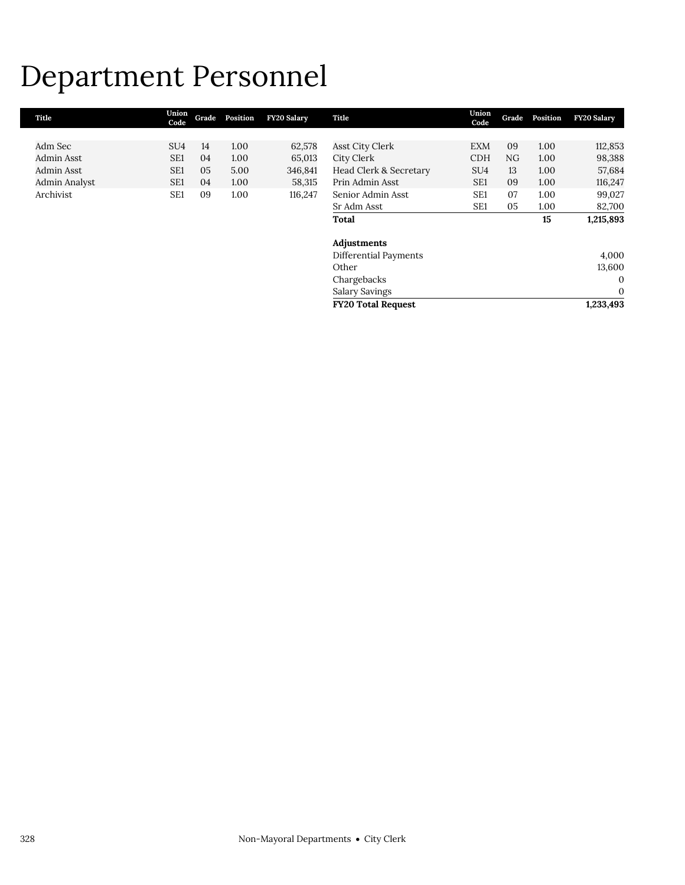# Department Personnel

| Title | Union Code | Grade | Position | FY20 Salary |
|---|---|---|---|---|
| Adm Sec | SU4 | 14 | 1.00 | 62,578 |
| Admin Asst | SE1 | 04 | 1.00 | 65,013 |
| Admin Asst | SE1 | 05 | 5.00 | 346,841 |
| Admin Analyst | SE1 | 04 | 1.00 | 58,315 |
| Archivist | SE1 | 09 | 1.00 | 116,247 |
| Asst City Clerk | EXM | 09 | 1.00 | 112,853 |
| City Clerk | CDH | NG | 1.00 | 98,388 |
| Head Clerk & Secretary | SU4 | 13 | 1.00 | 57,684 |
| Prin Admin Asst | SE1 | 09 | 1.00 | 116,247 |
| Senior Admin Asst | SE1 | 07 | 1.00 | 99,027 |
| Sr Adm Asst | SE1 | 05 | 1.00 | 82,700 |
| **Total** | | | **15** | **1,215,893** |

| **Adjustments** | |
|---|---|
| Differential Payments | 4,000 |
| Other | 13,600 |
| Chargebacks | 0 |
| Salary Savings | 0 |
| **FY20 Total Request** | **1,233,493** |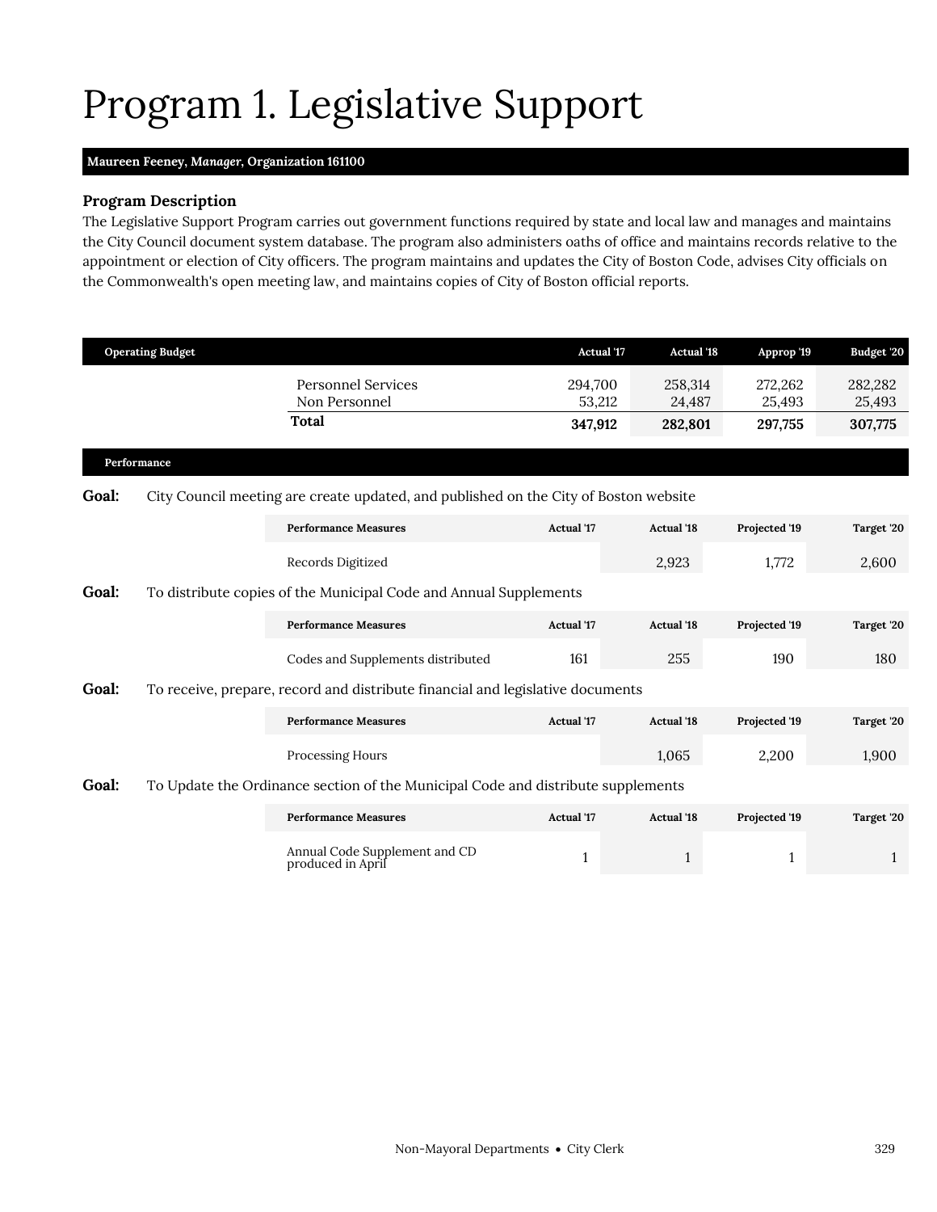# Program 1. Legislative Support

**Maureen Feeney, *Manager*, Organization 161100**

### Program Description

The Legislative Support Program carries out government functions required by state and local law and manages and maintains the City Council document system database. The program also administers oaths of office and maintains records relative to the appointment or election of City officers. The program maintains and updates the City of Boston Code, advises City officials on the Commonwealth's open meeting law, and maintains copies of City of Boston official reports.

| Operating Budget | Actual '17 | Actual '18 | Approp '19 | Budget '20 |
|---|---|---|---|---|
| Personnel Services | 294,700 | 258,314 | 272,262 | 282,282 |
| Non Personnel | 53,212 | 24,487 | 25,493 | 25,493 |
| **Total** | **347,912** | **282,801** | **297,755** | **307,775** |

### Performance

**Goal:** City Council meeting are create updated, and published on the City of Boston website

| Performance Measures | Actual '17 | Actual '18 | Projected '19 | Target '20 |
|---|---|---|---|---|
| Records Digitized | | 2,923 | 1,772 | 2,600 |

**Goal:** To distribute copies of the Municipal Code and Annual Supplements

| Performance Measures | Actual '17 | Actual '18 | Projected '19 | Target '20 |
|---|---|---|---|---|
| Codes and Supplements distributed | 161 | 255 | 190 | 180 |

**Goal:** To receive, prepare, record and distribute financial and legislative documents

| Performance Measures | Actual '17 | Actual '18 | Projected '19 | Target '20 |
|---|---|---|---|---|
| Processing Hours | | 1,065 | 2,200 | 1,900 |

**Goal:** To Update the Ordinance section of the Municipal Code and distribute supplements

| Performance Measures | Actual '17 | Actual '18 | Projected '19 | Target '20 |
|---|---|---|---|---|
| Annual Code Supplement and CD produced in April | 1 | 1 | 1 | 1 |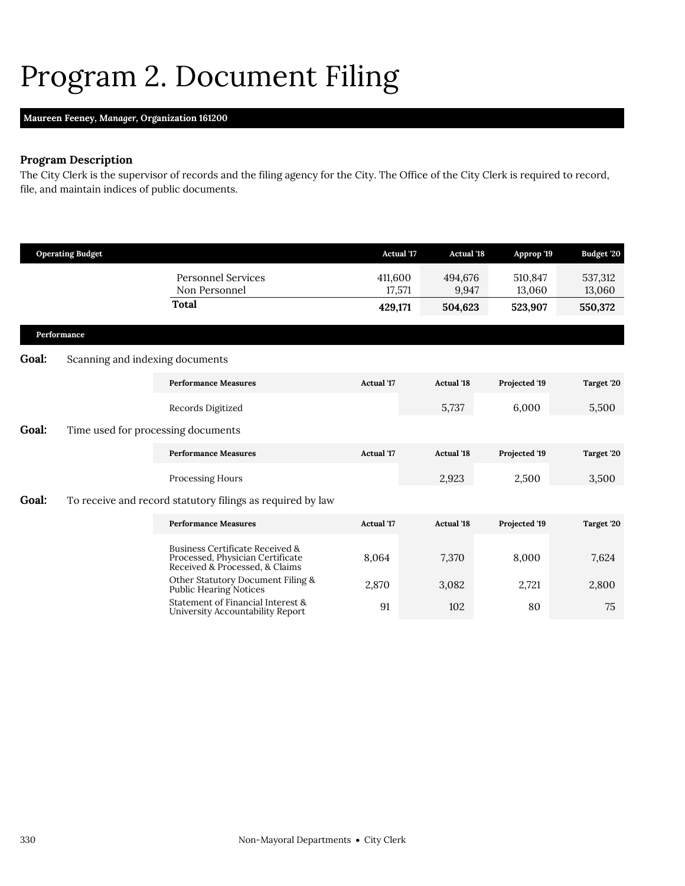# Program 2. Document Filing

**Maureen Feeney, *Manager*, Organization 161200**

### Program Description

The City Clerk is the supervisor of records and the filing agency for the City. The Office of the City Clerk is required to record, file, and maintain indices of public documents.

| Operating Budget | Actual '17 | Actual '18 | Approp '19 | Budget '20 |
|---|---|---|---|---|
| Personnel Services | 411,600 | 494,676 | 510,847 | 537,312 |
| Non Personnel | 17,571 | 9,947 | 13,060 | 13,060 |
| **Total** | **429,171** | **504,623** | **523,907** | **550,372** |

### Performance

**Goal:** Scanning and indexing documents

| Performance Measures | Actual '17 | Actual '18 | Projected '19 | Target '20 |
|---|---|---|---|---|
| Records Digitized | | 5,737 | 6,000 | 5,500 |

**Goal:** Time used for processing documents

| Performance Measures | Actual '17 | Actual '18 | Projected '19 | Target '20 |
|---|---|---|---|---|
| Processing Hours | | 2,923 | 2,500 | 3,500 |

**Goal:** To receive and record statutory filings as required by law

| Performance Measures | Actual '17 | Actual '18 | Projected '19 | Target '20 |
|---|---|---|---|---|
| Business Certificate Received & Processed, Physician Certificate Received & Processed, & Claims | 8,064 | 7,370 | 8,000 | 7,624 |
| Other Statutory Document Filing & Public Hearing Notices | 2,870 | 3,082 | 2,721 | 2,800 |
| Statement of Financial Interest & University Accountability Report | 91 | 102 | 80 | 75 |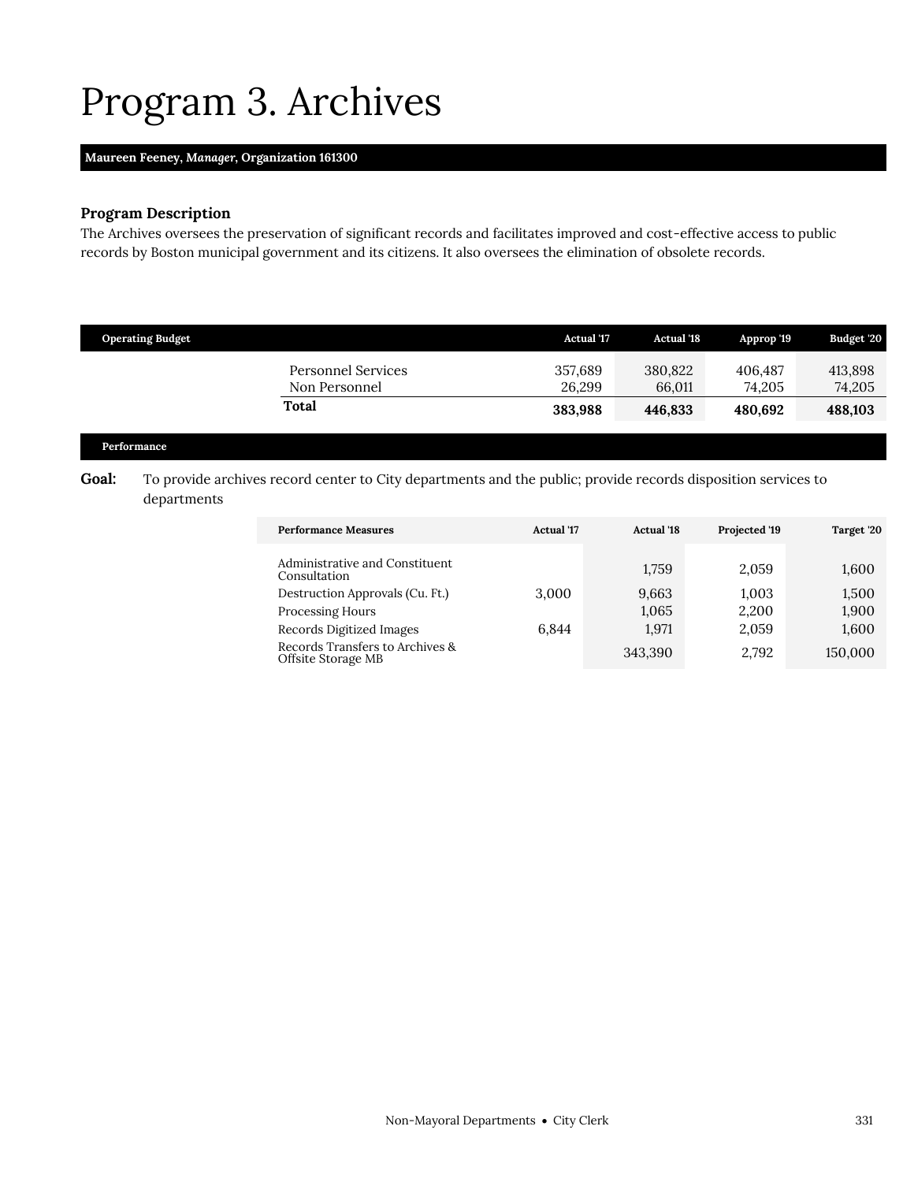# Program 3. Archives

**Maureen Feeney, *Manager*, Organization 161300**

### Program Description

The Archives oversees the preservation of significant records and facilitates improved and cost-effective access to public records by Boston municipal government and its citizens. It also oversees the elimination of obsolete records.

| Operating Budget | Actual '17 | Actual '18 | Approp '19 | Budget '20 |
|---|---|---|---|---|
| Personnel Services | 357,689 | 380,822 | 406,487 | 413,898 |
| Non Personnel | 26,299 | 66,011 | 74,205 | 74,205 |
| **Total** | **383,988** | **446,833** | **480,692** | **488,103** |

### Performance

**Goal:** To provide archives record center to City departments and the public; provide records disposition services to departments

| Performance Measures | Actual '17 | Actual '18 | Projected '19 | Target '20 |
|---|---|---|---|---|
| Administrative and Constituent Consultation | | 1,759 | 2,059 | 1,600 |
| Destruction Approvals (Cu. Ft.) | 3,000 | 9,663 | 1,003 | 1,500 |
| Processing Hours | | 1,065 | 2,200 | 1,900 |
| Records Digitized Images | 6,844 | 1,971 | 2,059 | 1,600 |
| Records Transfers to Archives & Offsite Storage MB | | 343,390 | 2,792 | 150,000 |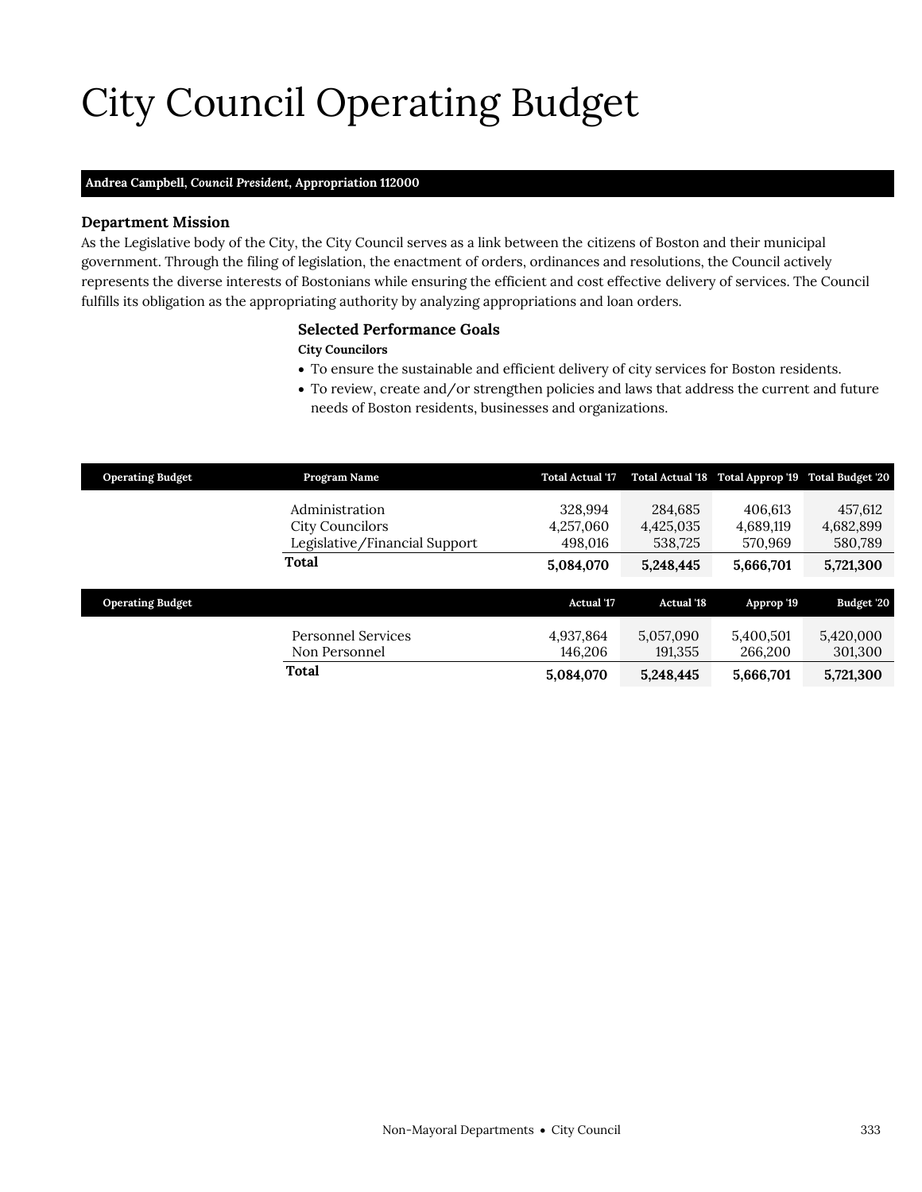# City Council Operating Budget

**Andrea Campbell, *Council President*, Appropriation 112000**

### Department Mission

As the Legislative body of the City, the City Council serves as a link between the citizens of Boston and their municipal government. Through the filing of legislation, the enactment of orders, ordinances and resolutions, the Council actively represents the diverse interests of Bostonians while ensuring the efficient and cost effective delivery of services. The Council fulfills its obligation as the appropriating authority by analyzing appropriations and loan orders.

### Selected Performance Goals

**City Councilors**

- To ensure the sustainable and efficient delivery of city services for Boston residents.
- To review, create and/or strengthen policies and laws that address the current and future needs of Boston residents, businesses and organizations.

| Operating Budget | Program Name | Total Actual '17 | Total Actual '18 | Total Approp '19 | Total Budget '20 |
|---|---|---|---|---|---|
| | Administration | 328,994 | 284,685 | 406,613 | 457,612 |
| | City Councilors | 4,257,060 | 4,425,035 | 4,689,119 | 4,682,899 |
| | Legislative/Financial Support | 498,016 | 538,725 | 570,969 | 580,789 |
| | **Total** | **5,084,070** | **5,248,445** | **5,666,701** | **5,721,300** |

| Operating Budget | | Actual '17 | Actual '18 | Approp '19 | Budget '20 |
|---|---|---|---|---|---|
| | Personnel Services | 4,937,864 | 5,057,090 | 5,400,501 | 5,420,000 |
| | Non Personnel | 146,206 | 191,355 | 266,200 | 301,300 |
| | **Total** | **5,084,070** | **5,248,445** | **5,666,701** | **5,721,300** |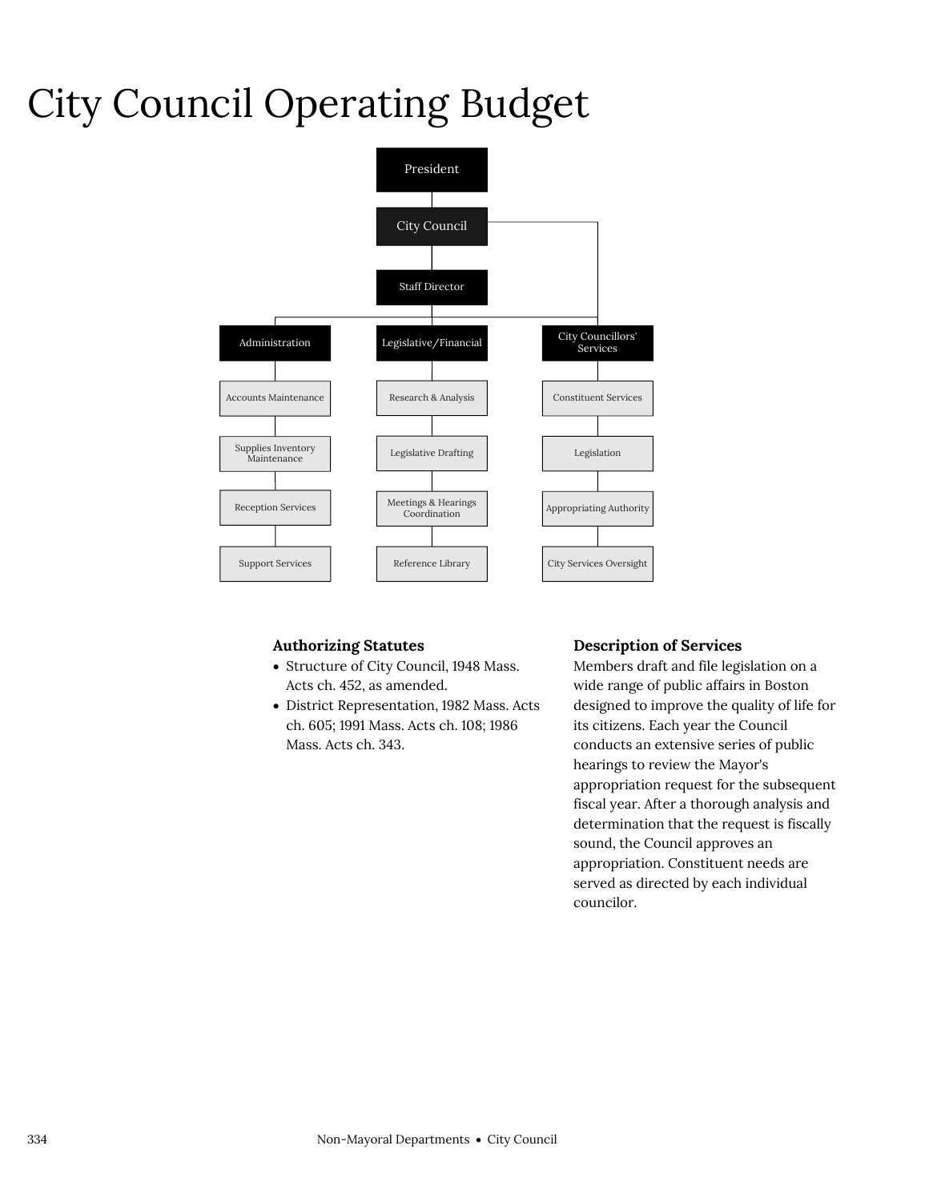# City Council Operating Budget

- President
  - City Council
    - Staff Director
      - Administration
        - Accounts Maintenance
        - Supplies Inventory Maintenance
        - Reception Services
        - Support Services
      - Legislative/Financial
        - Research & Analysis
        - Legislative Drafting
        - Meetings & Hearings Coordination
        - Reference Library
    - City Councillors' Services
      - Constituent Services
      - Legislation
      - Appropriating Authority
      - City Services Oversight

### Authorizing Statutes

- Structure of City Council, 1948 Mass. Acts ch. 452, as amended.
- District Representation, 1982 Mass. Acts ch. 605; 1991 Mass. Acts ch. 108; 1986 Mass. Acts ch. 343.

### Description of Services

Members draft and file legislation on a wide range of public affairs in Boston designed to improve the quality of life for its citizens. Each year the Council conducts an extensive series of public hearings to review the Mayor's appropriation request for the subsequent fiscal year. After a thorough analysis and determination that the request is fiscally sound, the Council approves an appropriation. Constituent needs are served as directed by each individual councilor.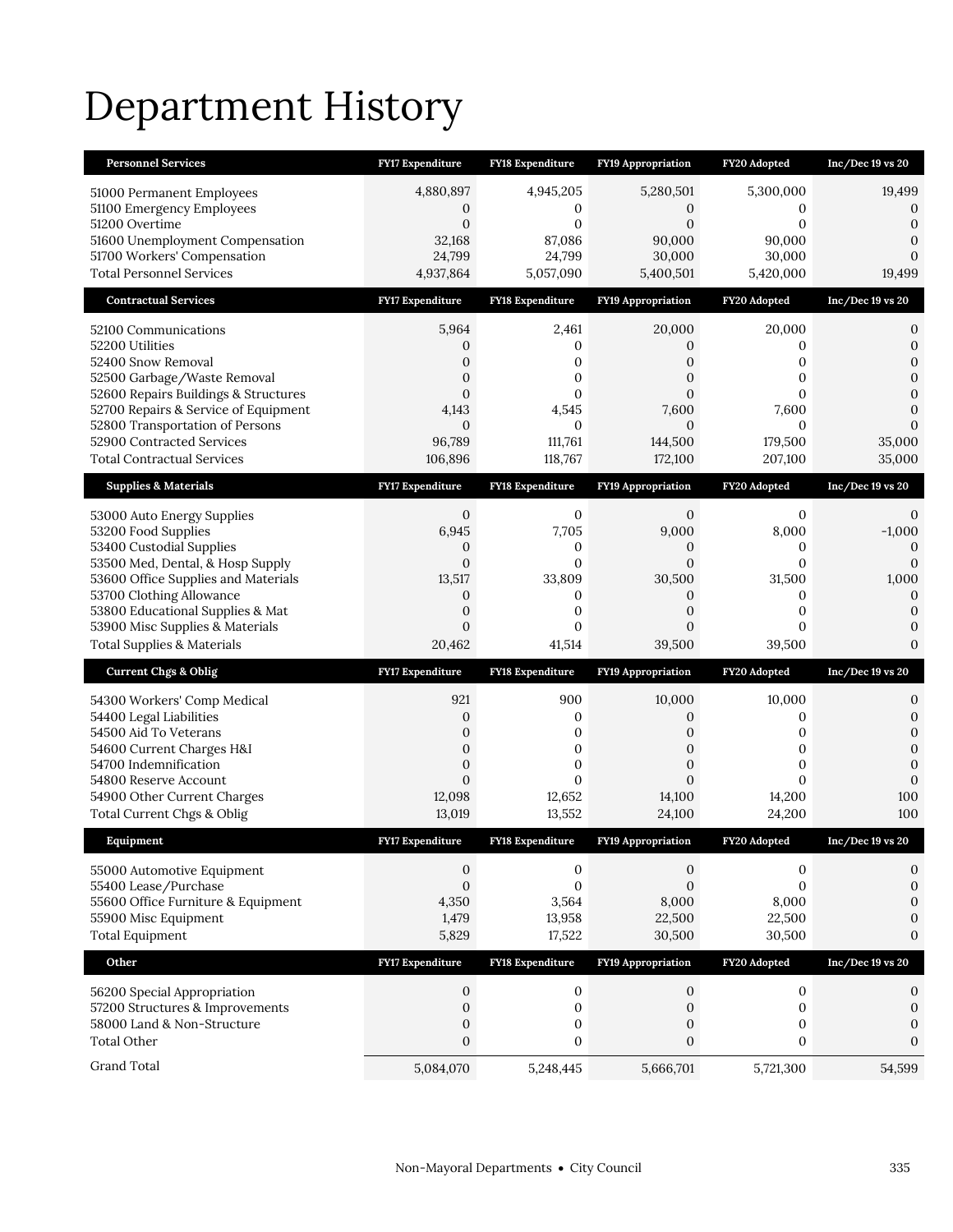# Department History

| Personnel Services | FY17 Expenditure | FY18 Expenditure | FY19 Appropriation | FY20 Adopted | Inc/Dec 19 vs 20 |
|---|---|---|---|---|---|
| 51000 Permanent Employees | 4,880,897 | 4,945,205 | 5,280,501 | 5,300,000 | 19,499 |
| 51100 Emergency Employees | 0 | 0 | 0 | 0 | 0 |
| 51200 Overtime | 0 | 0 | 0 | 0 | 0 |
| 51600 Unemployment Compensation | 32,168 | 87,086 | 90,000 | 90,000 | 0 |
| 51700 Workers' Compensation | 24,799 | 24,799 | 30,000 | 30,000 | 0 |
| Total Personnel Services | 4,937,864 | 5,057,090 | 5,400,501 | 5,420,000 | 19,499 |
| **Contractual Services** | **FY17 Expenditure** | **FY18 Expenditure** | **FY19 Appropriation** | **FY20 Adopted** | **Inc/Dec 19 vs 20** |
| 52100 Communications | 5,964 | 2,461 | 20,000 | 20,000 | 0 |
| 52200 Utilities | 0 | 0 | 0 | 0 | 0 |
| 52400 Snow Removal | 0 | 0 | 0 | 0 | 0 |
| 52500 Garbage/Waste Removal | 0 | 0 | 0 | 0 | 0 |
| 52600 Repairs Buildings & Structures | 0 | 0 | 0 | 0 | 0 |
| 52700 Repairs & Service of Equipment | 4,143 | 4,545 | 7,600 | 7,600 | 0 |
| 52800 Transportation of Persons | 0 | 0 | 0 | 0 | 0 |
| 52900 Contracted Services | 96,789 | 111,761 | 144,500 | 179,500 | 35,000 |
| Total Contractual Services | 106,896 | 118,767 | 172,100 | 207,100 | 35,000 |
| **Supplies & Materials** | **FY17 Expenditure** | **FY18 Expenditure** | **FY19 Appropriation** | **FY20 Adopted** | **Inc/Dec 19 vs 20** |
| 53000 Auto Energy Supplies | 0 | 0 | 0 | 0 | 0 |
| 53200 Food Supplies | 6,945 | 7,705 | 9,000 | 8,000 | -1,000 |
| 53400 Custodial Supplies | 0 | 0 | 0 | 0 | 0 |
| 53500 Med, Dental, & Hosp Supply | 0 | 0 | 0 | 0 | 0 |
| 53600 Office Supplies and Materials | 13,517 | 33,809 | 30,500 | 31,500 | 1,000 |
| 53700 Clothing Allowance | 0 | 0 | 0 | 0 | 0 |
| 53800 Educational Supplies & Mat | 0 | 0 | 0 | 0 | 0 |
| 53900 Misc Supplies & Materials | 0 | 0 | 0 | 0 | 0 |
| Total Supplies & Materials | 20,462 | 41,514 | 39,500 | 39,500 | 0 |
| **Current Chgs & Oblig** | **FY17 Expenditure** | **FY18 Expenditure** | **FY19 Appropriation** | **FY20 Adopted** | **Inc/Dec 19 vs 20** |
| 54300 Workers' Comp Medical | 921 | 900 | 10,000 | 10,000 | 0 |
| 54400 Legal Liabilities | 0 | 0 | 0 | 0 | 0 |
| 54500 Aid To Veterans | 0 | 0 | 0 | 0 | 0 |
| 54600 Current Charges H&I | 0 | 0 | 0 | 0 | 0 |
| 54700 Indemnification | 0 | 0 | 0 | 0 | 0 |
| 54800 Reserve Account | 0 | 0 | 0 | 0 | 0 |
| 54900 Other Current Charges | 12,098 | 12,652 | 14,100 | 14,200 | 100 |
| Total Current Chgs & Oblig | 13,019 | 13,552 | 24,100 | 24,200 | 100 |
| **Equipment** | **FY17 Expenditure** | **FY18 Expenditure** | **FY19 Appropriation** | **FY20 Adopted** | **Inc/Dec 19 vs 20** |
| 55000 Automotive Equipment | 0 | 0 | 0 | 0 | 0 |
| 55400 Lease/Purchase | 0 | 0 | 0 | 0 | 0 |
| 55600 Office Furniture & Equipment | 4,350 | 3,564 | 8,000 | 8,000 | 0 |
| 55900 Misc Equipment | 1,479 | 13,958 | 22,500 | 22,500 | 0 |
| Total Equipment | 5,829 | 17,522 | 30,500 | 30,500 | 0 |
| **Other** | **FY17 Expenditure** | **FY18 Expenditure** | **FY19 Appropriation** | **FY20 Adopted** | **Inc/Dec 19 vs 20** |
| 56200 Special Appropriation | 0 | 0 | 0 | 0 | 0 |
| 57200 Structures & Improvements | 0 | 0 | 0 | 0 | 0 |
| 58000 Land & Non-Structure | 0 | 0 | 0 | 0 | 0 |
| Total Other | 0 | 0 | 0 | 0 | 0 |
| Grand Total | 5,084,070 | 5,248,445 | 5,666,701 | 5,721,300 | 54,599 |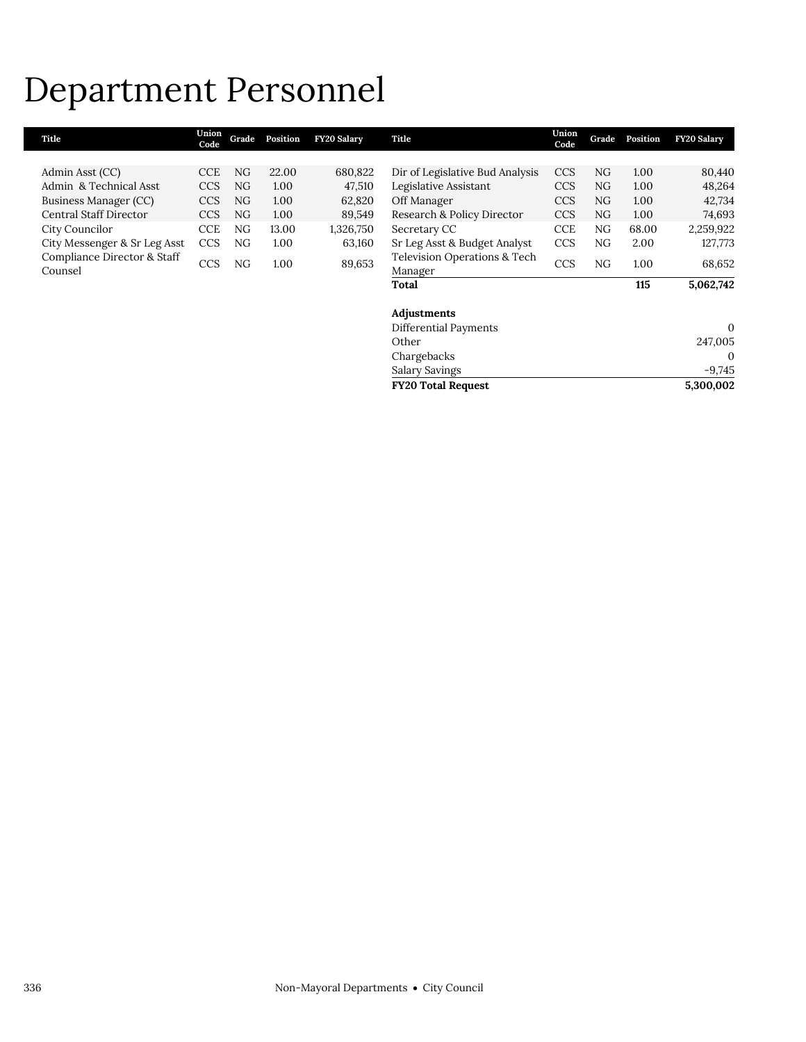# Department Personnel

| Title | Union Code | Grade | Position | FY20 Salary |
|---|---|---|---|---|
| Admin Asst (CC) | CCE | NG | 22.00 | 680,822 |
| Admin & Technical Asst | CCS | NG | 1.00 | 47,510 |
| Business Manager (CC) | CCS | NG | 1.00 | 62,820 |
| Central Staff Director | CCS | NG | 1.00 | 89,549 |
| City Councilor | CCE | NG | 13.00 | 1,326,750 |
| City Messenger & Sr Leg Asst | CCS | NG | 1.00 | 63,160 |
| Compliance Director & Staff Counsel | CCS | NG | 1.00 | 89,653 |
| Dir of Legislative Bud Analysis | CCS | NG | 1.00 | 80,440 |
| Legislative Assistant | CCS | NG | 1.00 | 48,264 |
| Off Manager | CCS | NG | 1.00 | 42,734 |
| Research & Policy Director | CCS | NG | 1.00 | 74,693 |
| Secretary CC | CCE | NG | 68.00 | 2,259,922 |
| Sr Leg Asst & Budget Analyst | CCS | NG | 2.00 | 127,773 |
| Television Operations & Tech Manager | CCS | NG | 1.00 | 68,652 |
| **Total** | | | **115** | **5,062,742** |
| | | | | |
| **Adjustments** | | | | |
| Differential Payments | | | | 0 |
| Other | | | | 247,005 |
| Chargebacks | | | | 0 |
| Salary Savings | | | | -9,745 |
| **FY20 Total Request** | | | | **5,300,002** |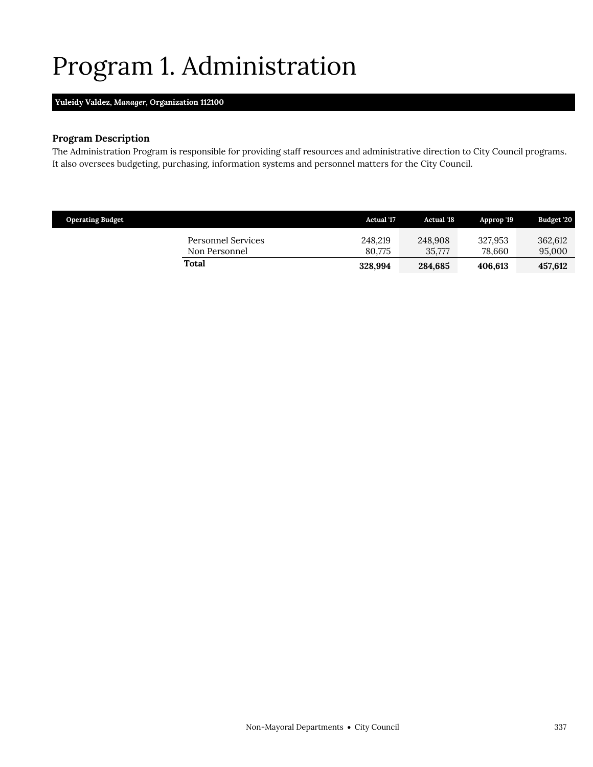# Program 1. Administration

**Yuleidy Valdez, *Manager*, Organization 112100**

**Program Description**

The Administration Program is responsible for providing staff resources and administrative direction to City Council programs. It also oversees budgeting, purchasing, information systems and personnel matters for the City Council.

| Operating Budget | Actual '17 | Actual '18 | Approp '19 | Budget '20 |
|---|---|---|---|---|
| Personnel Services | 248,219 | 248,908 | 327,953 | 362,612 |
| Non Personnel | 80,775 | 35,777 | 78,660 | 95,000 |
| **Total** | **328,994** | **284,685** | **406,613** | **457,612** |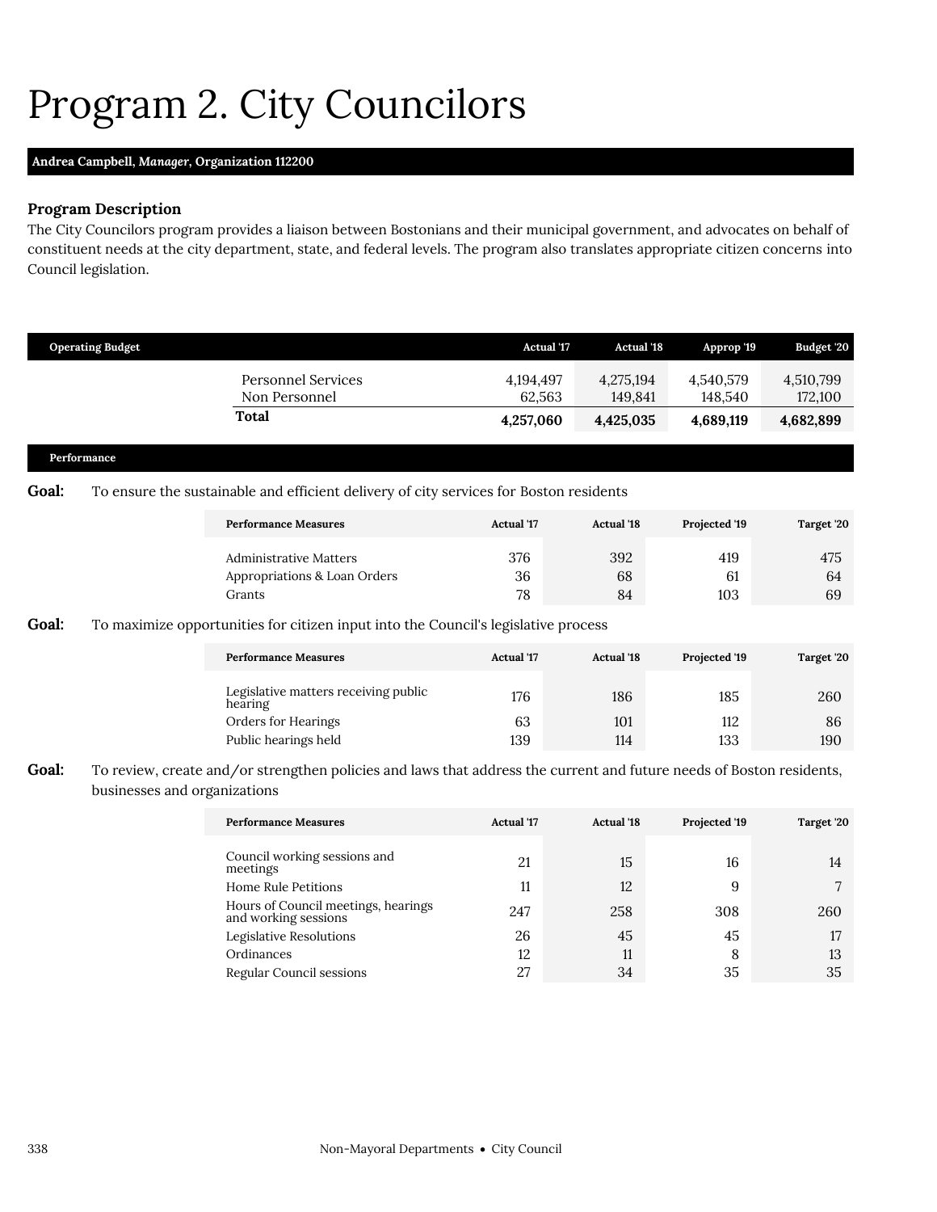# Program 2. City Councilors

**Andrea Campbell, *Manager*, Organization 112200**

### Program Description

The City Councilors program provides a liaison between Bostonians and their municipal government, and advocates on behalf of constituent needs at the city department, state, and federal levels. The program also translates appropriate citizen concerns into Council legislation.

| Operating Budget | Actual '17 | Actual '18 | Approp '19 | Budget '20 |
|---|---|---|---|---|
| Personnel Services | 4,194,497 | 4,275,194 | 4,540,579 | 4,510,799 |
| Non Personnel | 62,563 | 149,841 | 148,540 | 172,100 |
| **Total** | **4,257,060** | **4,425,035** | **4,689,119** | **4,682,899** |

### Performance

**Goal:** To ensure the sustainable and efficient delivery of city services for Boston residents

| Performance Measures | Actual '17 | Actual '18 | Projected '19 | Target '20 |
|---|---|---|---|---|
| Administrative Matters | 376 | 392 | 419 | 475 |
| Appropriations & Loan Orders | 36 | 68 | 61 | 64 |
| Grants | 78 | 84 | 103 | 69 |

**Goal:** To maximize opportunities for citizen input into the Council's legislative process

| Performance Measures | Actual '17 | Actual '18 | Projected '19 | Target '20 |
|---|---|---|---|---|
| Legislative matters receiving public hearing | 176 | 186 | 185 | 260 |
| Orders for Hearings | 63 | 101 | 112 | 86 |
| Public hearings held | 139 | 114 | 133 | 190 |

**Goal:** To review, create and/or strengthen policies and laws that address the current and future needs of Boston residents, businesses and organizations

| Performance Measures | Actual '17 | Actual '18 | Projected '19 | Target '20 |
|---|---|---|---|---|
| Council working sessions and meetings | 21 | 15 | 16 | 14 |
| Home Rule Petitions | 11 | 12 | 9 | 7 |
| Hours of Council meetings, hearings and working sessions | 247 | 258 | 308 | 260 |
| Legislative Resolutions | 26 | 45 | 45 | 17 |
| Ordinances | 12 | 11 | 8 | 13 |
| Regular Council sessions | 27 | 34 | 35 | 35 |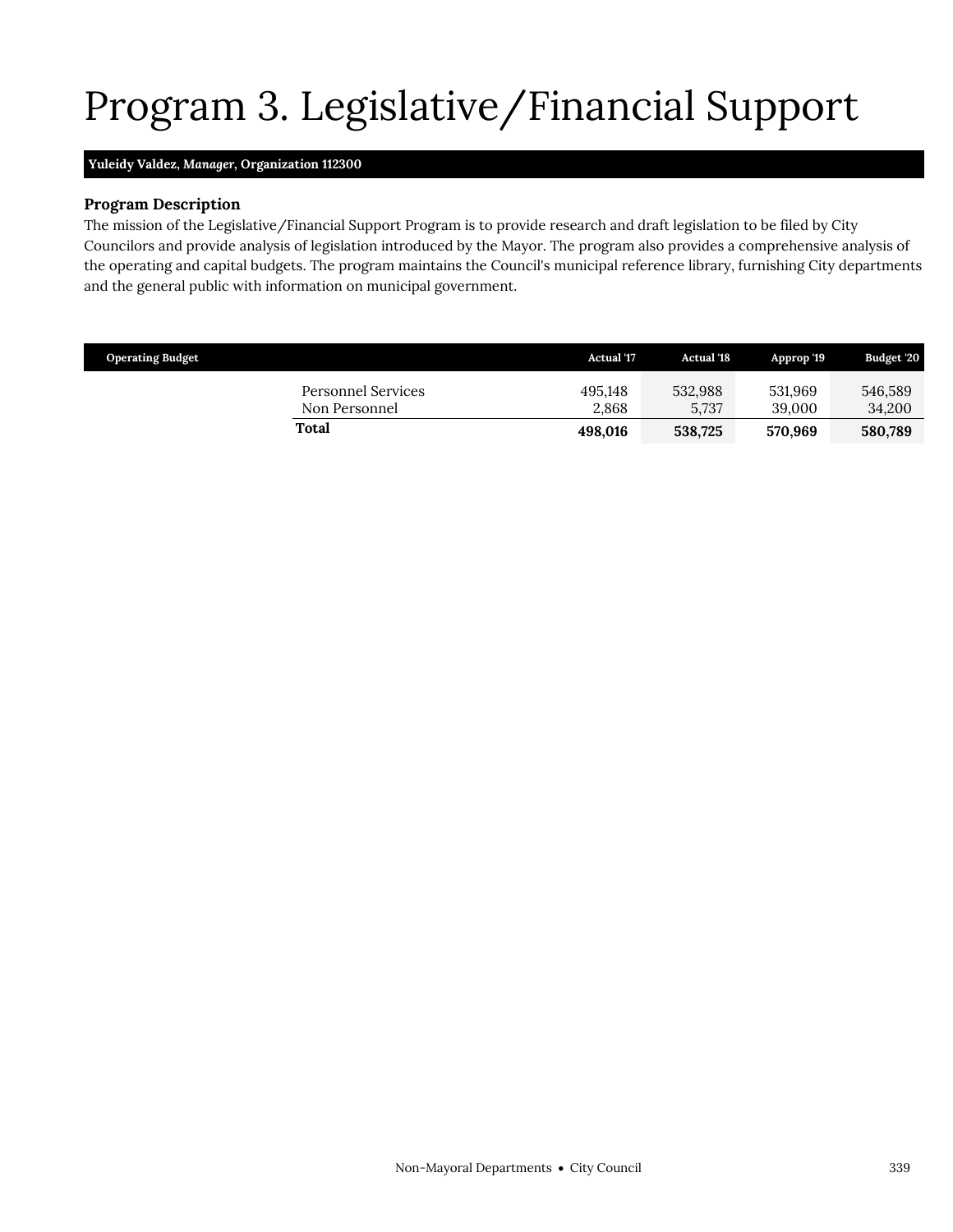# Program 3. Legislative/Financial Support

**Yuleidy Valdez, *Manager*, Organization 112300**

### Program Description

The mission of the Legislative/Financial Support Program is to provide research and draft legislation to be filed by City Councilors and provide analysis of legislation introduced by the Mayor. The program also provides a comprehensive analysis of the operating and capital budgets. The program maintains the Council's municipal reference library, furnishing City departments and the general public with information on municipal government.

| Operating Budget | Actual '17 | Actual '18 | Approp '19 | Budget '20 |
|---|---|---|---|---|
| Personnel Services | 495,148 | 532,988 | 531,969 | 546,589 |
| Non Personnel | 2,868 | 5,737 | 39,000 | 34,200 |
| **Total** | **498,016** | **538,725** | **570,969** | **580,789** |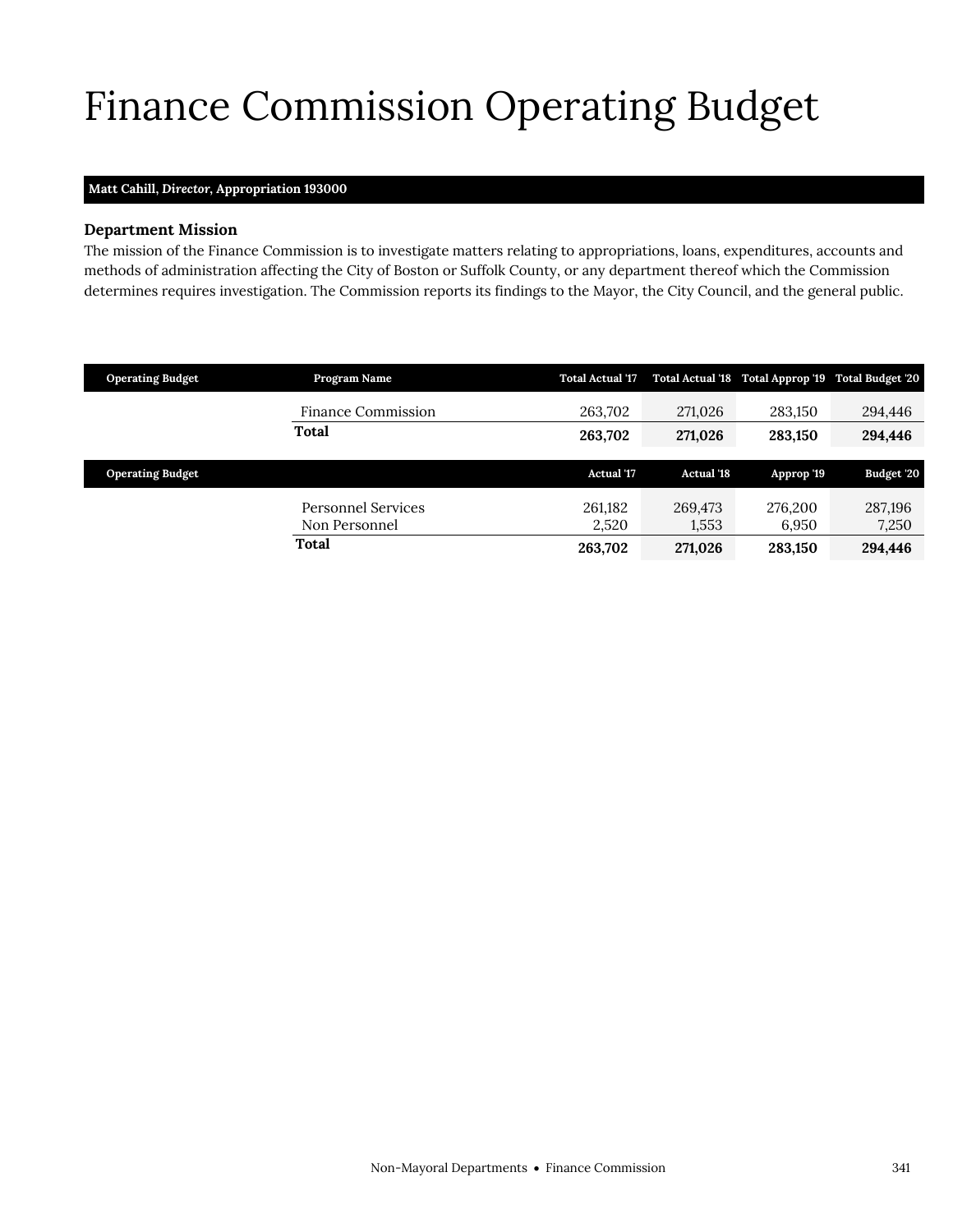# Finance Commission Operating Budget

**Matt Cahill, *Director*, Appropriation 193000**

### Department Mission

The mission of the Finance Commission is to investigate matters relating to appropriations, loans, expenditures, accounts and methods of administration affecting the City of Boston or Suffolk County, or any department thereof which the Commission determines requires investigation. The Commission reports its findings to the Mayor, the City Council, and the general public.

| Operating Budget | Program Name | Total Actual '17 | Total Actual '18 | Total Approp '19 | Total Budget '20 |
|---|---|---|---|---|---|
| | Finance Commission | 263,702 | 271,026 | 283,150 | 294,446 |
| | **Total** | **263,702** | **271,026** | **283,150** | **294,446** |

| Operating Budget | | Actual '17 | Actual '18 | Approp '19 | Budget '20 |
|---|---|---|---|---|---|
| | Personnel Services | 261,182 | 269,473 | 276,200 | 287,196 |
| | Non Personnel | 2,520 | 1,553 | 6,950 | 7,250 |
| | **Total** | **263,702** | **271,026** | **283,150** | **294,446** |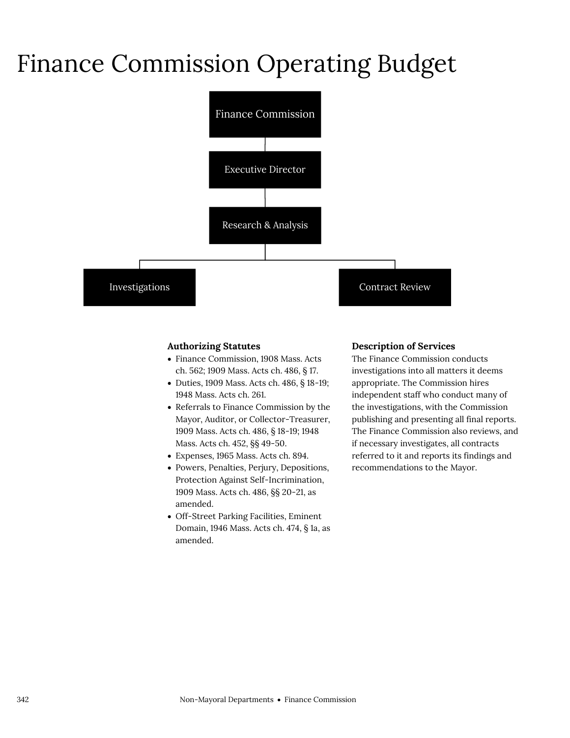# Finance Commission Operating Budget

Finance Commission

Executive Director

Research & Analysis

Investigations

Contract Review

**Authorizing Statutes**

- Finance Commission, 1908 Mass. Acts ch. 562; 1909 Mass. Acts ch. 486, § 17.
- Duties, 1909 Mass. Acts ch. 486, § 18-19; 1948 Mass. Acts ch. 261.
- Referrals to Finance Commission by the Mayor, Auditor, or Collector-Treasurer, 1909 Mass. Acts ch. 486, § 18-19; 1948 Mass. Acts ch. 452, §§ 49-50.
- Expenses, 1965 Mass. Acts ch. 894.
- Powers, Penalties, Perjury, Depositions, Protection Against Self-Incrimination, 1909 Mass. Acts ch. 486, §§ 20-21, as amended.
- Off-Street Parking Facilities, Eminent Domain, 1946 Mass. Acts ch. 474, § 1a, as amended.

**Description of Services**

The Finance Commission conducts investigations into all matters it deems appropriate. The Commission hires independent staff who conduct many of the investigations, with the Commission publishing and presenting all final reports. The Finance Commission also reviews, and if necessary investigates, all contracts referred to it and reports its findings and recommendations to the Mayor.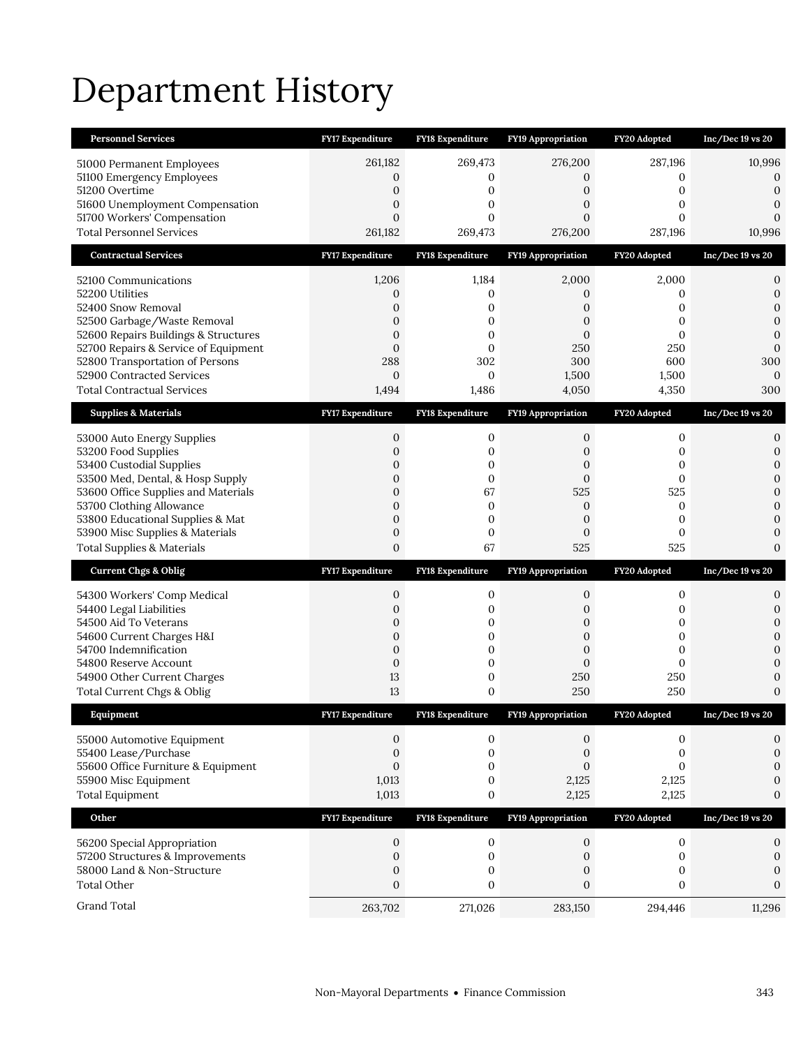# Department History

| Personnel Services | FY17 Expenditure | FY18 Expenditure | FY19 Appropriation | FY20 Adopted | Inc/Dec 19 vs 20 |
|---|---|---|---|---|---|
| 51000 Permanent Employees | 261,182 | 269,473 | 276,200 | 287,196 | 10,996 |
| 51100 Emergency Employees | 0 | 0 | 0 | 0 | 0 |
| 51200 Overtime | 0 | 0 | 0 | 0 | 0 |
| 51600 Unemployment Compensation | 0 | 0 | 0 | 0 | 0 |
| 51700 Workers' Compensation | 0 | 0 | 0 | 0 | 0 |
| Total Personnel Services | 261,182 | 269,473 | 276,200 | 287,196 | 10,996 |
| **Contractual Services** | **FY17 Expenditure** | **FY18 Expenditure** | **FY19 Appropriation** | **FY20 Adopted** | **Inc/Dec 19 vs 20** |
| 52100 Communications | 1,206 | 1,184 | 2,000 | 2,000 | 0 |
| 52200 Utilities | 0 | 0 | 0 | 0 | 0 |
| 52400 Snow Removal | 0 | 0 | 0 | 0 | 0 |
| 52500 Garbage/Waste Removal | 0 | 0 | 0 | 0 | 0 |
| 52600 Repairs Buildings & Structures | 0 | 0 | 0 | 0 | 0 |
| 52700 Repairs & Service of Equipment | 0 | 0 | 250 | 250 | 0 |
| 52800 Transportation of Persons | 288 | 302 | 300 | 600 | 300 |
| 52900 Contracted Services | 0 | 0 | 1,500 | 1,500 | 0 |
| Total Contractual Services | 1,494 | 1,486 | 4,050 | 4,350 | 300 |
| **Supplies & Materials** | **FY17 Expenditure** | **FY18 Expenditure** | **FY19 Appropriation** | **FY20 Adopted** | **Inc/Dec 19 vs 20** |
| 53000 Auto Energy Supplies | 0 | 0 | 0 | 0 | 0 |
| 53200 Food Supplies | 0 | 0 | 0 | 0 | 0 |
| 53400 Custodial Supplies | 0 | 0 | 0 | 0 | 0 |
| 53500 Med, Dental, & Hosp Supply | 0 | 0 | 0 | 0 | 0 |
| 53600 Office Supplies and Materials | 0 | 67 | 525 | 525 | 0 |
| 53700 Clothing Allowance | 0 | 0 | 0 | 0 | 0 |
| 53800 Educational Supplies & Mat | 0 | 0 | 0 | 0 | 0 |
| 53900 Misc Supplies & Materials | 0 | 0 | 0 | 0 | 0 |
| Total Supplies & Materials | 0 | 67 | 525 | 525 | 0 |
| **Current Chgs & Oblig** | **FY17 Expenditure** | **FY18 Expenditure** | **FY19 Appropriation** | **FY20 Adopted** | **Inc/Dec 19 vs 20** |
| 54300 Workers' Comp Medical | 0 | 0 | 0 | 0 | 0 |
| 54400 Legal Liabilities | 0 | 0 | 0 | 0 | 0 |
| 54500 Aid To Veterans | 0 | 0 | 0 | 0 | 0 |
| 54600 Current Charges H&I | 0 | 0 | 0 | 0 | 0 |
| 54700 Indemnification | 0 | 0 | 0 | 0 | 0 |
| 54800 Reserve Account | 0 | 0 | 0 | 0 | 0 |
| 54900 Other Current Charges | 13 | 0 | 250 | 250 | 0 |
| Total Current Chgs & Oblig | 13 | 0 | 250 | 250 | 0 |
| **Equipment** | **FY17 Expenditure** | **FY18 Expenditure** | **FY19 Appropriation** | **FY20 Adopted** | **Inc/Dec 19 vs 20** |
| 55000 Automotive Equipment | 0 | 0 | 0 | 0 | 0 |
| 55400 Lease/Purchase | 0 | 0 | 0 | 0 | 0 |
| 55600 Office Furniture & Equipment | 0 | 0 | 0 | 0 | 0 |
| 55900 Misc Equipment | 1,013 | 0 | 2,125 | 2,125 | 0 |
| Total Equipment | 1,013 | 0 | 2,125 | 2,125 | 0 |
| **Other** | **FY17 Expenditure** | **FY18 Expenditure** | **FY19 Appropriation** | **FY20 Adopted** | **Inc/Dec 19 vs 20** |
| 56200 Special Appropriation | 0 | 0 | 0 | 0 | 0 |
| 57200 Structures & Improvements | 0 | 0 | 0 | 0 | 0 |
| 58000 Land & Non-Structure | 0 | 0 | 0 | 0 | 0 |
| Total Other | 0 | 0 | 0 | 0 | 0 |
| Grand Total | 263,702 | 271,026 | 283,150 | 294,446 | 11,296 |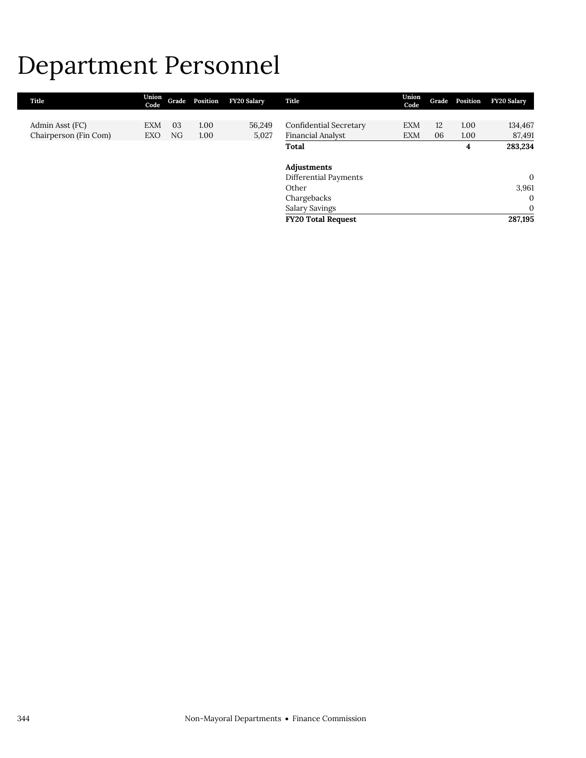# Department Personnel

| Title | Union Code | Grade | Position | FY20 Salary |
|---|---|---|---|---|
| Admin Asst (FC) | EXM | 03 | 1.00 | 56,249 |
| Chairperson (Fin Com) | EXO | NG | 1.00 | 5,027 |
| Confidential Secretary | EXM | 12 | 1.00 | 134,467 |
| Financial Analyst | EXM | 06 | 1.00 | 87,491 |
| **Total** | | | **4** | **283,234** |
| | | | | |
| **Adjustments** | | | | |
| Differential Payments | | | | 0 |
| Other | | | | 3,961 |
| Chargebacks | | | | 0 |
| Salary Savings | | | | 0 |
| **FY20 Total Request** | | | | **287,195** |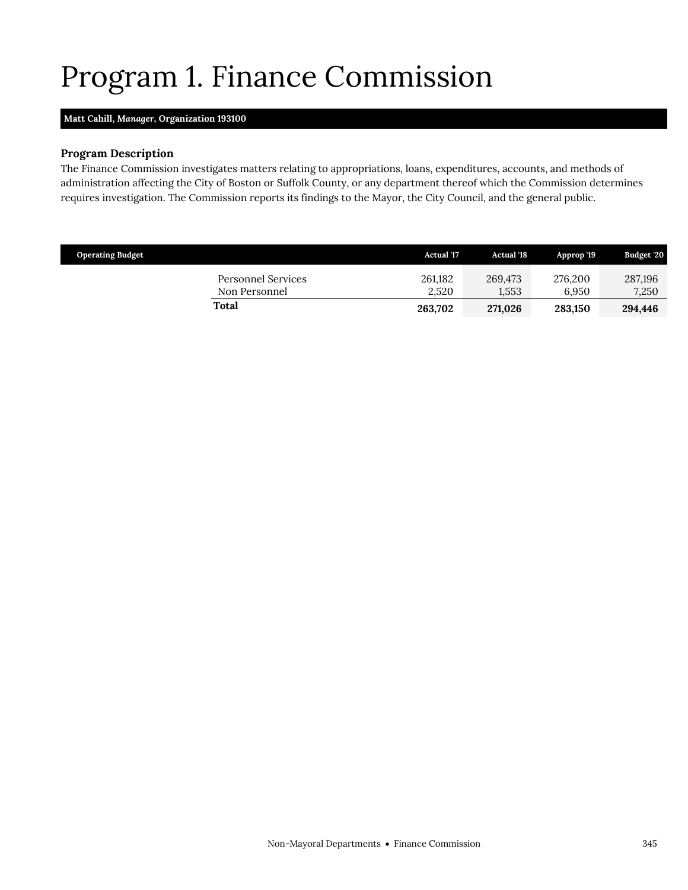# Program 1. Finance Commission

**Matt Cahill, *Manager*, Organization 193100**

### Program Description

The Finance Commission investigates matters relating to appropriations, loans, expenditures, accounts, and methods of administration affecting the City of Boston or Suffolk County, or any department thereof which the Commission determines requires investigation. The Commission reports its findings to the Mayor, the City Council, and the general public.

| Operating Budget | Actual '17 | Actual '18 | Approp '19 | Budget '20 |
|---|---|---|---|---|
| Personnel Services | 261,182 | 269,473 | 276,200 | 287,196 |
| Non Personnel | 2,520 | 1,553 | 6,950 | 7,250 |
| **Total** | **263,702** | **271,026** | **283,150** | **294,446** |